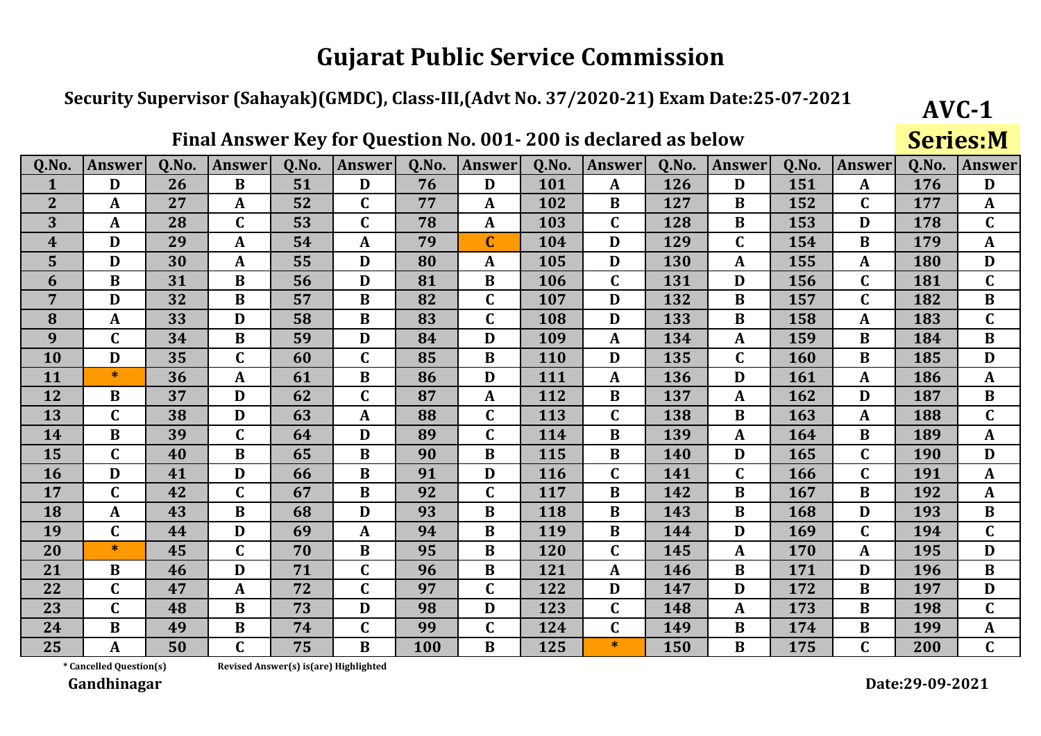# Gujarat Public Service Commission

## Security Supervisor (Sahayak)(GMDC), Class-III,(Advt No. 37/2020-21) Exam Date:25-07-2021

**AVC-1**

**Series:M**

### Final Answer Key for Question No. 001- 200 is declared as below

| Q.No. | Answer | Q.No. | Answer | Q.No. | Answer | Q.No. | Answer | Q.No. | Answer | Q.No. | Answer | Q.No. | Answer | Q.No. | Answer |
|---|---|---|---|---|---|---|---|---|---|---|---|---|---|---|---|
| 1 | D | 26 | B | 51 | D | 76 | D | 101 | A | 126 | D | 151 | A | 176 | D |
| 2 | A | 27 | A | 52 | C | 77 | A | 102 | B | 127 | B | 152 | C | 177 | A |
| 3 | A | 28 | C | 53 | C | 78 | A | 103 | C | 128 | B | 153 | D | 178 | C |
| 4 | D | 29 | A | 54 | A | 79 | C | 104 | D | 129 | C | 154 | B | 179 | A |
| 5 | D | 30 | A | 55 | D | 80 | A | 105 | D | 130 | A | 155 | A | 180 | D |
| 6 | B | 31 | B | 56 | D | 81 | B | 106 | C | 131 | D | 156 | C | 181 | C |
| 7 | D | 32 | B | 57 | B | 82 | C | 107 | D | 132 | B | 157 | C | 182 | B |
| 8 | A | 33 | D | 58 | B | 83 | C | 108 | D | 133 | B | 158 | A | 183 | C |
| 9 | C | 34 | B | 59 | D | 84 | D | 109 | A | 134 | A | 159 | B | 184 | B |
| 10 | D | 35 | C | 60 | C | 85 | B | 110 | D | 135 | C | 160 | B | 185 | D |
| 11 | * | 36 | A | 61 | B | 86 | D | 111 | A | 136 | D | 161 | A | 186 | A |
| 12 | B | 37 | D | 62 | C | 87 | A | 112 | B | 137 | A | 162 | D | 187 | B |
| 13 | C | 38 | D | 63 | A | 88 | C | 113 | C | 138 | B | 163 | A | 188 | C |
| 14 | B | 39 | C | 64 | D | 89 | C | 114 | B | 139 | A | 164 | B | 189 | A |
| 15 | C | 40 | B | 65 | B | 90 | B | 115 | B | 140 | D | 165 | C | 190 | D |
| 16 | D | 41 | D | 66 | B | 91 | D | 116 | C | 141 | C | 166 | C | 191 | A |
| 17 | C | 42 | C | 67 | B | 92 | C | 117 | B | 142 | B | 167 | B | 192 | A |
| 18 | A | 43 | B | 68 | D | 93 | B | 118 | B | 143 | B | 168 | D | 193 | B |
| 19 | C | 44 | D | 69 | A | 94 | B | 119 | B | 144 | D | 169 | C | 194 | C |
| 20 | * | 45 | C | 70 | B | 95 | B | 120 | C | 145 | A | 170 | A | 195 | D |
| 21 | B | 46 | D | 71 | C | 96 | B | 121 | A | 146 | B | 171 | D | 196 | B |
| 22 | C | 47 | A | 72 | C | 97 | C | 122 | D | 147 | D | 172 | B | 197 | D |
| 23 | C | 48 | B | 73 | D | 98 | D | 123 | C | 148 | A | 173 | B | 198 | C |
| 24 | B | 49 | B | 74 | C | 99 | C | 124 | C | 149 | B | 174 | B | 199 | A |
| 25 | A | 50 | C | 75 | B | 100 | B | 125 | * | 150 | B | 175 | C | 200 | C |

\* Cancelled Question(s)    Revised Answer(s) is(are) Highlighted

Gandhinagar

Date:29-09-2021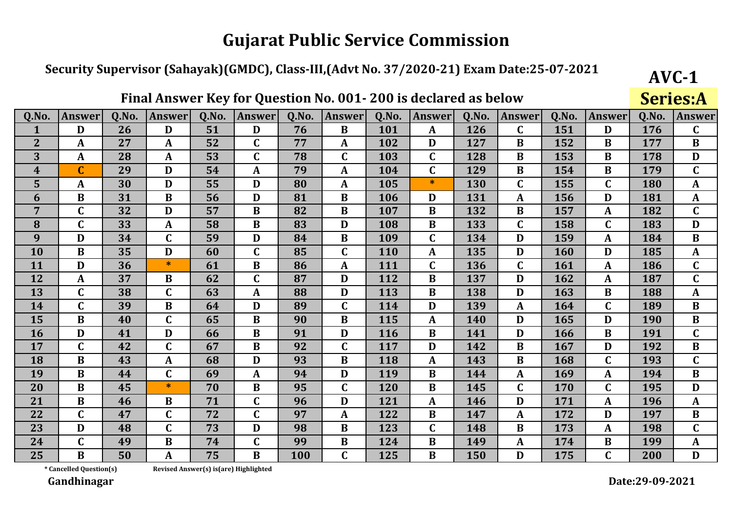# Gujarat Public Service Commission

**Security Supervisor (Sahayak)(GMDC), Class-III,(Advt No. 37/2020-21) Exam Date:25-07-2021**

**AVC-1**

**Final Answer Key for Question No. 001- 200 is declared as below**

**Series:A**

| Q.No. | Answer | Q.No. | Answer | Q.No. | Answer | Q.No. | Answer | Q.No. | Answer | Q.No. | Answer | Q.No. | Answer | Q.No. | Answer |
|---|---|---|---|---|---|---|---|---|---|---|---|---|---|---|---|
| 1 | D | 26 | D | 51 | D | 76 | B | 101 | A | 126 | C | 151 | D | 176 | C |
| 2 | A | 27 | A | 52 | C | 77 | A | 102 | D | 127 | B | 152 | B | 177 | B |
| 3 | A | 28 | A | 53 | C | 78 | C | 103 | C | 128 | B | 153 | B | 178 | D |
| 4 | C | 29 | D | 54 | A | 79 | A | 104 | C | 129 | B | 154 | B | 179 | C |
| 5 | A | 30 | D | 55 | D | 80 | A | 105 | * | 130 | C | 155 | C | 180 | A |
| 6 | B | 31 | B | 56 | D | 81 | B | 106 | D | 131 | A | 156 | D | 181 | A |
| 7 | C | 32 | D | 57 | B | 82 | B | 107 | B | 132 | B | 157 | A | 182 | C |
| 8 | C | 33 | A | 58 | B | 83 | D | 108 | B | 133 | C | 158 | C | 183 | D |
| 9 | D | 34 | C | 59 | D | 84 | B | 109 | C | 134 | D | 159 | A | 184 | B |
| 10 | B | 35 | D | 60 | C | 85 | C | 110 | A | 135 | D | 160 | D | 185 | A |
| 11 | D | 36 | * | 61 | B | 86 | A | 111 | C | 136 | C | 161 | A | 186 | C |
| 12 | A | 37 | B | 62 | C | 87 | D | 112 | B | 137 | D | 162 | A | 187 | C |
| 13 | C | 38 | C | 63 | A | 88 | D | 113 | B | 138 | D | 163 | B | 188 | A |
| 14 | C | 39 | B | 64 | D | 89 | C | 114 | D | 139 | A | 164 | C | 189 | B |
| 15 | B | 40 | C | 65 | B | 90 | B | 115 | A | 140 | D | 165 | D | 190 | B |
| 16 | D | 41 | D | 66 | B | 91 | D | 116 | B | 141 | D | 166 | B | 191 | C |
| 17 | C | 42 | C | 67 | B | 92 | C | 117 | D | 142 | B | 167 | D | 192 | B |
| 18 | B | 43 | A | 68 | D | 93 | B | 118 | A | 143 | B | 168 | C | 193 | C |
| 19 | B | 44 | C | 69 | A | 94 | D | 119 | B | 144 | A | 169 | A | 194 | B |
| 20 | B | 45 | * | 70 | B | 95 | C | 120 | B | 145 | C | 170 | C | 195 | D |
| 21 | B | 46 | B | 71 | C | 96 | D | 121 | A | 146 | D | 171 | A | 196 | A |
| 22 | C | 47 | C | 72 | C | 97 | A | 122 | B | 147 | A | 172 | D | 197 | B |
| 23 | D | 48 | C | 73 | D | 98 | B | 123 | C | 148 | B | 173 | A | 198 | C |
| 24 | C | 49 | B | 74 | C | 99 | B | 124 | B | 149 | A | 174 | B | 199 | A |
| 25 | B | 50 | A | 75 | B | 100 | C | 125 | B | 150 | D | 175 | C | 200 | D |

* Cancelled Question(s)    Revised Answer(s) is(are) Highlighted

**Gandhinagar**

**Date:29-09-2021**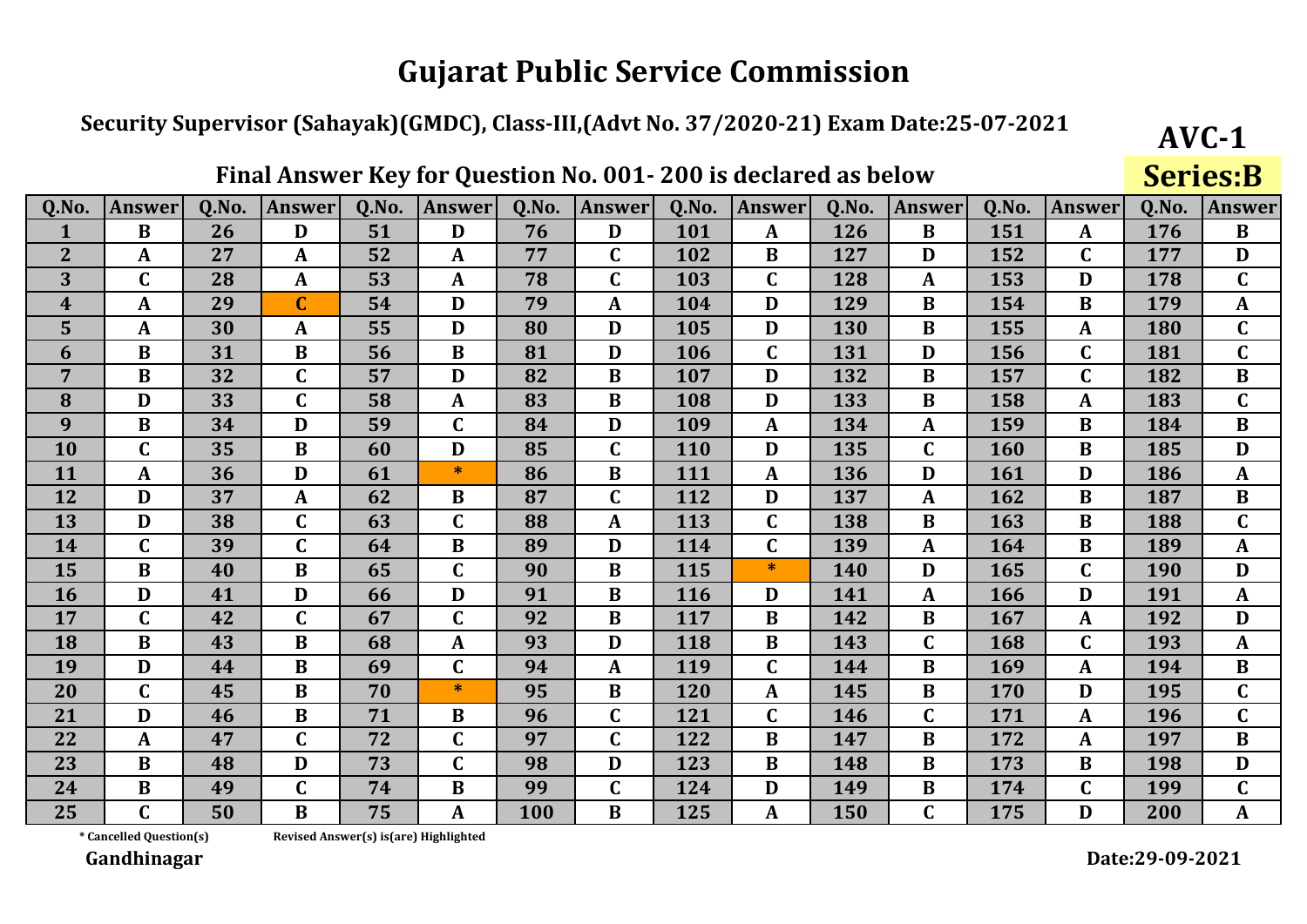# Gujarat Public Service Commission

## Security Supervisor (Sahayak)(GMDC), Class-III,(Advt No. 37/2020-21) Exam Date:25-07-2021

**AVC-1**

### Final Answer Key for Question No. 001- 200 is declared as below

**Series:B**

| Q.No. | Answer | Q.No. | Answer | Q.No. | Answer | Q.No. | Answer | Q.No. | Answer | Q.No. | Answer | Q.No. | Answer | Q.No. | Answer |
|---|---|---|---|---|---|---|---|---|---|---|---|---|---|---|---|
| 1 | B | 26 | D | 51 | D | 76 | D | 101 | A | 126 | B | 151 | A | 176 | B |
| 2 | A | 27 | A | 52 | A | 77 | C | 102 | B | 127 | D | 152 | C | 177 | D |
| 3 | C | 28 | A | 53 | A | 78 | C | 103 | C | 128 | A | 153 | D | 178 | C |
| 4 | A | 29 | C | 54 | D | 79 | A | 104 | D | 129 | B | 154 | B | 179 | A |
| 5 | A | 30 | A | 55 | D | 80 | D | 105 | D | 130 | B | 155 | A | 180 | C |
| 6 | B | 31 | B | 56 | B | 81 | D | 106 | C | 131 | D | 156 | C | 181 | C |
| 7 | B | 32 | C | 57 | D | 82 | B | 107 | D | 132 | B | 157 | C | 182 | B |
| 8 | D | 33 | C | 58 | A | 83 | B | 108 | D | 133 | B | 158 | A | 183 | C |
| 9 | B | 34 | D | 59 | C | 84 | D | 109 | A | 134 | A | 159 | B | 184 | B |
| 10 | C | 35 | B | 60 | D | 85 | C | 110 | D | 135 | C | 160 | B | 185 | D |
| 11 | A | 36 | D | 61 | * | 86 | B | 111 | A | 136 | D | 161 | D | 186 | A |
| 12 | D | 37 | A | 62 | B | 87 | C | 112 | D | 137 | A | 162 | B | 187 | B |
| 13 | D | 38 | C | 63 | C | 88 | A | 113 | C | 138 | B | 163 | B | 188 | C |
| 14 | C | 39 | C | 64 | B | 89 | D | 114 | C | 139 | A | 164 | B | 189 | A |
| 15 | B | 40 | B | 65 | C | 90 | B | 115 | * | 140 | D | 165 | C | 190 | D |
| 16 | D | 41 | D | 66 | D | 91 | B | 116 | D | 141 | A | 166 | D | 191 | A |
| 17 | C | 42 | C | 67 | C | 92 | B | 117 | B | 142 | B | 167 | A | 192 | D |
| 18 | B | 43 | B | 68 | A | 93 | D | 118 | B | 143 | C | 168 | C | 193 | A |
| 19 | D | 44 | B | 69 | C | 94 | A | 119 | C | 144 | B | 169 | A | 194 | B |
| 20 | C | 45 | B | 70 | * | 95 | B | 120 | A | 145 | B | 170 | D | 195 | C |
| 21 | D | 46 | B | 71 | B | 96 | C | 121 | C | 146 | C | 171 | A | 196 | C |
| 22 | A | 47 | C | 72 | C | 97 | C | 122 | B | 147 | B | 172 | A | 197 | B |
| 23 | B | 48 | D | 73 | C | 98 | D | 123 | B | 148 | B | 173 | B | 198 | D |
| 24 | B | 49 | C | 74 | B | 99 | C | 124 | D | 149 | B | 174 | C | 199 | C |
| 25 | C | 50 | B | 75 | A | 100 | B | 125 | A | 150 | C | 175 | D | 200 | A |

\* Cancelled Question(s)  Revised Answer(s) is(are) Highlighted

**Gandhinagar**

**Date:29-09-2021**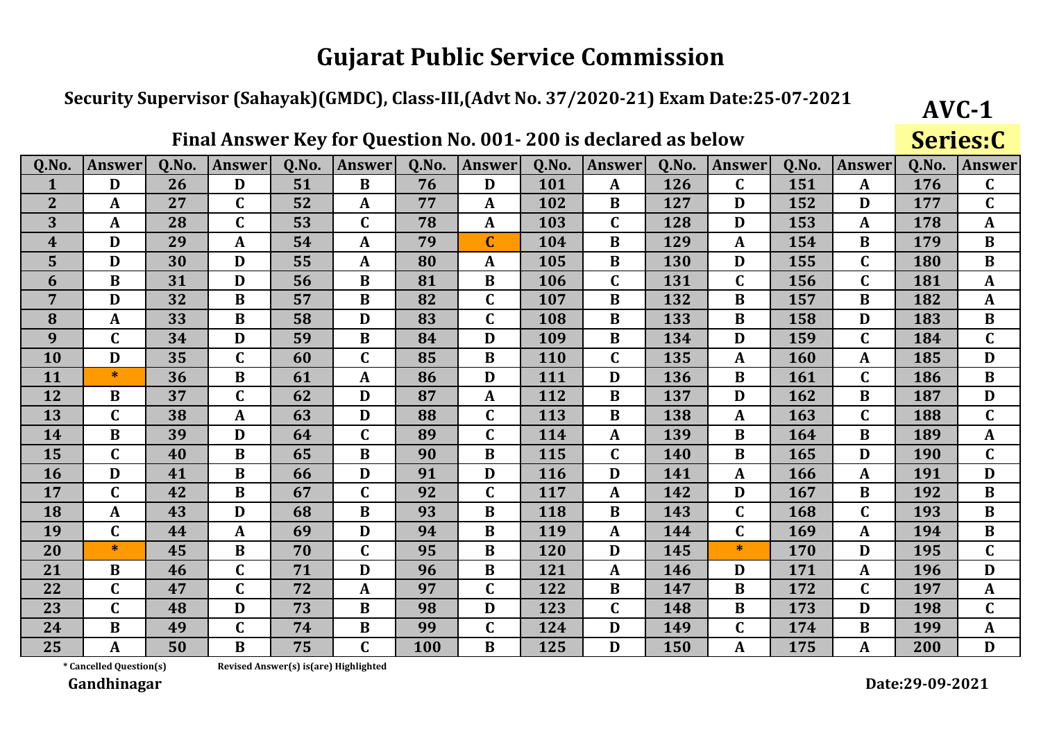# Gujarat Public Service Commission

**Security Supervisor (Sahayak)(GMDC), Class-III,(Advt No. 37/2020-21) Exam Date:25-07-2021**

**AVC-1**

**Final Answer Key for Question No. 001- 200 is declared as below**

**Series:C**

| Q.No. | Answer | Q.No. | Answer | Q.No. | Answer | Q.No. | Answer | Q.No. | Answer | Q.No. | Answer | Q.No. | Answer | Q.No. | Answer |
|---|---|---|---|---|---|---|---|---|---|---|---|---|---|---|---|
| 1 | D | 26 | D | 51 | B | 76 | D | 101 | A | 126 | C | 151 | A | 176 | C |
| 2 | A | 27 | C | 52 | A | 77 | A | 102 | B | 127 | D | 152 | D | 177 | C |
| 3 | A | 28 | C | 53 | C | 78 | A | 103 | C | 128 | D | 153 | A | 178 | A |
| 4 | D | 29 | A | 54 | A | 79 | C | 104 | B | 129 | A | 154 | B | 179 | B |
| 5 | D | 30 | D | 55 | A | 80 | A | 105 | B | 130 | D | 155 | C | 180 | B |
| 6 | B | 31 | D | 56 | B | 81 | B | 106 | C | 131 | C | 156 | C | 181 | A |
| 7 | D | 32 | B | 57 | B | 82 | C | 107 | B | 132 | B | 157 | B | 182 | A |
| 8 | A | 33 | B | 58 | D | 83 | C | 108 | B | 133 | B | 158 | D | 183 | B |
| 9 | C | 34 | D | 59 | B | 84 | D | 109 | B | 134 | D | 159 | C | 184 | C |
| 10 | D | 35 | C | 60 | C | 85 | B | 110 | C | 135 | A | 160 | A | 185 | D |
| 11 | * | 36 | B | 61 | A | 86 | D | 111 | D | 136 | B | 161 | C | 186 | B |
| 12 | B | 37 | C | 62 | D | 87 | A | 112 | B | 137 | D | 162 | B | 187 | D |
| 13 | C | 38 | A | 63 | D | 88 | C | 113 | B | 138 | A | 163 | C | 188 | C |
| 14 | B | 39 | D | 64 | C | 89 | C | 114 | A | 139 | B | 164 | B | 189 | A |
| 15 | C | 40 | B | 65 | B | 90 | B | 115 | C | 140 | B | 165 | D | 190 | C |
| 16 | D | 41 | B | 66 | D | 91 | D | 116 | D | 141 | A | 166 | A | 191 | D |
| 17 | C | 42 | B | 67 | C | 92 | C | 117 | A | 142 | D | 167 | B | 192 | B |
| 18 | A | 43 | D | 68 | B | 93 | B | 118 | B | 143 | C | 168 | C | 193 | B |
| 19 | C | 44 | A | 69 | D | 94 | B | 119 | A | 144 | C | 169 | A | 194 | B |
| 20 | * | 45 | B | 70 | C | 95 | B | 120 | D | 145 | * | 170 | D | 195 | C |
| 21 | B | 46 | C | 71 | D | 96 | B | 121 | A | 146 | D | 171 | A | 196 | D |
| 22 | C | 47 | C | 72 | A | 97 | C | 122 | B | 147 | B | 172 | C | 197 | A |
| 23 | C | 48 | D | 73 | B | 98 | D | 123 | C | 148 | B | 173 | D | 198 | C |
| 24 | B | 49 | C | 74 | B | 99 | C | 124 | D | 149 | C | 174 | B | 199 | A |
| 25 | A | 50 | B | 75 | C | 100 | B | 125 | D | 150 | A | 175 | A | 200 | D |

* Cancelled Question(s)    Revised Answer(s) is(are) Highlighted

**Gandhinagar**

**Date:29-09-2021**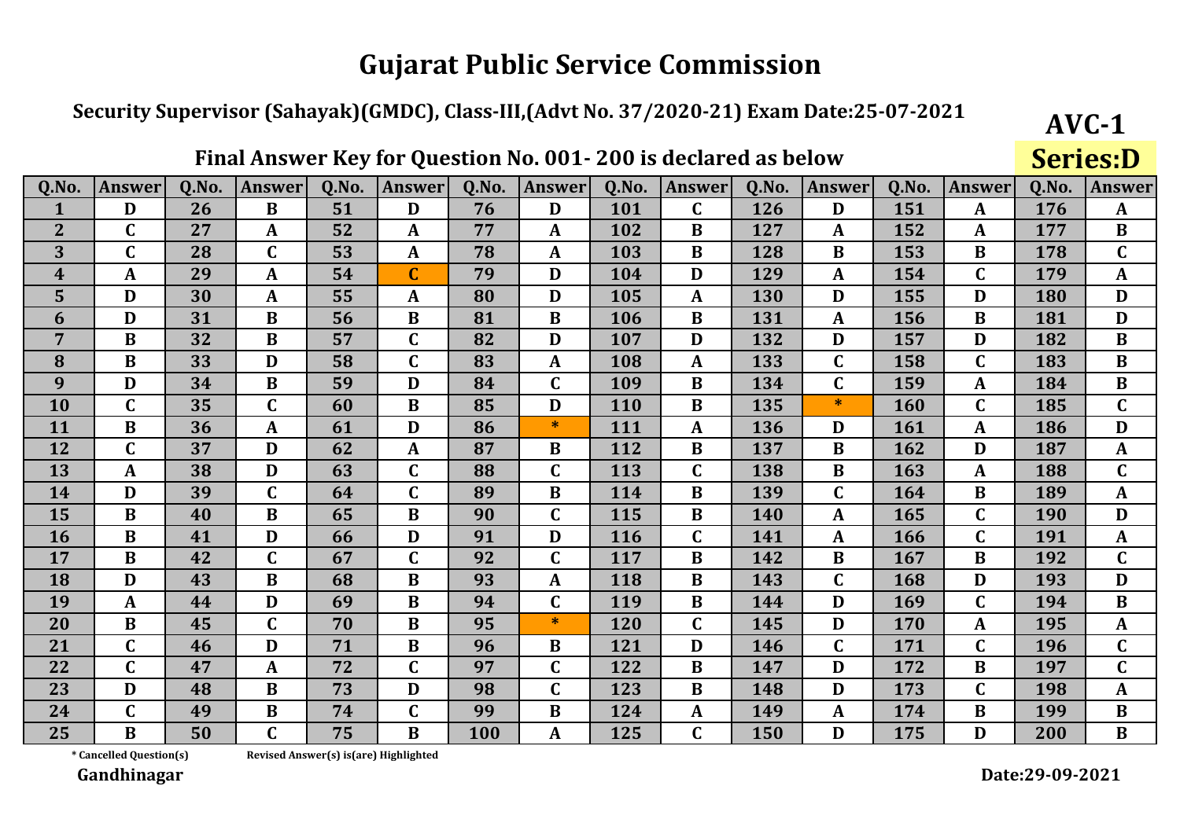# Gujarat Public Service Commission

## Security Supervisor (Sahayak)(GMDC), Class-III,(Advt No. 37/2020-21) Exam Date:25-07-2021

**AVC-1**

**Series:D**

### Final Answer Key for Question No. 001- 200 is declared as below

| Q.No. | Answer | Q.No. | Answer | Q.No. | Answer | Q.No. | Answer | Q.No. | Answer | Q.No. | Answer | Q.No. | Answer | Q.No. | Answer |
|---|---|---|---|---|---|---|---|---|---|---|---|---|---|---|---|
| 1 | D | 26 | B | 51 | D | 76 | D | 101 | C | 126 | D | 151 | A | 176 | A |
| 2 | C | 27 | A | 52 | A | 77 | A | 102 | B | 127 | A | 152 | A | 177 | B |
| 3 | C | 28 | C | 53 | A | 78 | A | 103 | B | 128 | B | 153 | B | 178 | C |
| 4 | A | 29 | A | 54 | C | 79 | D | 104 | D | 129 | A | 154 | C | 179 | A |
| 5 | D | 30 | A | 55 | A | 80 | D | 105 | A | 130 | D | 155 | D | 180 | D |
| 6 | D | 31 | B | 56 | B | 81 | B | 106 | B | 131 | A | 156 | B | 181 | D |
| 7 | B | 32 | B | 57 | C | 82 | D | 107 | D | 132 | D | 157 | D | 182 | B |
| 8 | B | 33 | D | 58 | C | 83 | A | 108 | A | 133 | C | 158 | C | 183 | B |
| 9 | D | 34 | B | 59 | D | 84 | C | 109 | B | 134 | C | 159 | A | 184 | B |
| 10 | C | 35 | C | 60 | B | 85 | D | 110 | B | 135 | * | 160 | C | 185 | C |
| 11 | B | 36 | A | 61 | D | 86 | * | 111 | A | 136 | D | 161 | A | 186 | D |
| 12 | C | 37 | D | 62 | A | 87 | B | 112 | B | 137 | B | 162 | D | 187 | A |
| 13 | A | 38 | D | 63 | C | 88 | C | 113 | C | 138 | B | 163 | A | 188 | C |
| 14 | D | 39 | C | 64 | C | 89 | B | 114 | B | 139 | C | 164 | B | 189 | A |
| 15 | B | 40 | B | 65 | B | 90 | C | 115 | B | 140 | A | 165 | C | 190 | D |
| 16 | B | 41 | D | 66 | D | 91 | D | 116 | C | 141 | A | 166 | C | 191 | A |
| 17 | B | 42 | C | 67 | C | 92 | C | 117 | B | 142 | B | 167 | B | 192 | C |
| 18 | D | 43 | B | 68 | B | 93 | A | 118 | B | 143 | C | 168 | D | 193 | D |
| 19 | A | 44 | D | 69 | B | 94 | C | 119 | B | 144 | D | 169 | C | 194 | B |
| 20 | B | 45 | C | 70 | B | 95 | * | 120 | C | 145 | D | 170 | A | 195 | A |
| 21 | C | 46 | D | 71 | B | 96 | B | 121 | D | 146 | C | 171 | C | 196 | C |
| 22 | C | 47 | A | 72 | C | 97 | C | 122 | B | 147 | D | 172 | B | 197 | C |
| 23 | D | 48 | B | 73 | D | 98 | C | 123 | B | 148 | D | 173 | C | 198 | A |
| 24 | C | 49 | B | 74 | C | 99 | B | 124 | A | 149 | A | 174 | B | 199 | B |
| 25 | B | 50 | C | 75 | B | 100 | A | 125 | C | 150 | D | 175 | D | 200 | B |

\* Cancelled Question(s) Revised Answer(s) is(are) Highlighted

**Gandhinagar**

**Date:29-09-2021**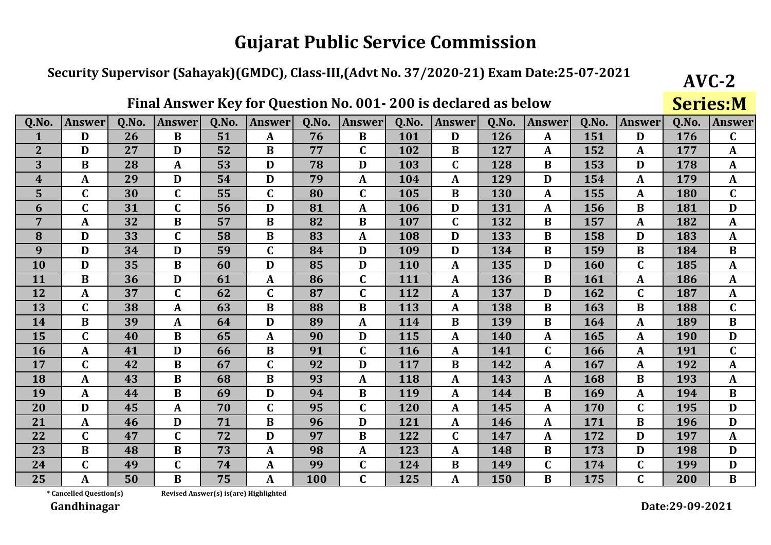# Gujarat Public Service Commission

**Security Supervisor (Sahayak)(GMDC), Class-III,(Advt No. 37/2020-21) Exam Date:25-07-2021**

**AVC-2**

**Final Answer Key for Question No. 001- 200 is declared as below**

**Series:M**

| Q.No. | Answer | Q.No. | Answer | Q.No. | Answer | Q.No. | Answer | Q.No. | Answer | Q.No. | Answer | Q.No. | Answer | Q.No. | Answer |
|---|---|---|---|---|---|---|---|---|---|---|---|---|---|---|---|
| 1 | D | 26 | B | 51 | A | 76 | B | 101 | D | 126 | A | 151 | D | 176 | C |
| 2 | D | 27 | D | 52 | B | 77 | C | 102 | B | 127 | A | 152 | A | 177 | A |
| 3 | B | 28 | A | 53 | D | 78 | D | 103 | C | 128 | B | 153 | D | 178 | A |
| 4 | A | 29 | D | 54 | D | 79 | A | 104 | A | 129 | D | 154 | A | 179 | A |
| 5 | C | 30 | C | 55 | C | 80 | C | 105 | B | 130 | A | 155 | A | 180 | C |
| 6 | C | 31 | C | 56 | D | 81 | A | 106 | D | 131 | A | 156 | B | 181 | D |
| 7 | A | 32 | B | 57 | B | 82 | B | 107 | C | 132 | B | 157 | A | 182 | A |
| 8 | D | 33 | C | 58 | B | 83 | A | 108 | D | 133 | B | 158 | D | 183 | A |
| 9 | D | 34 | D | 59 | C | 84 | D | 109 | D | 134 | B | 159 | B | 184 | B |
| 10 | D | 35 | B | 60 | D | 85 | D | 110 | A | 135 | D | 160 | C | 185 | A |
| 11 | B | 36 | D | 61 | A | 86 | C | 111 | A | 136 | B | 161 | A | 186 | A |
| 12 | A | 37 | C | 62 | C | 87 | C | 112 | A | 137 | D | 162 | C | 187 | A |
| 13 | C | 38 | A | 63 | B | 88 | B | 113 | A | 138 | B | 163 | B | 188 | C |
| 14 | B | 39 | A | 64 | D | 89 | A | 114 | B | 139 | B | 164 | A | 189 | B |
| 15 | C | 40 | B | 65 | A | 90 | D | 115 | A | 140 | A | 165 | A | 190 | D |
| 16 | A | 41 | D | 66 | B | 91 | C | 116 | A | 141 | C | 166 | A | 191 | C |
| 17 | C | 42 | B | 67 | C | 92 | D | 117 | B | 142 | A | 167 | A | 192 | A |
| 18 | A | 43 | B | 68 | B | 93 | A | 118 | A | 143 | A | 168 | B | 193 | A |
| 19 | A | 44 | B | 69 | D | 94 | B | 119 | A | 144 | B | 169 | A | 194 | B |
| 20 | D | 45 | A | 70 | C | 95 | C | 120 | A | 145 | A | 170 | C | 195 | D |
| 21 | A | 46 | D | 71 | B | 96 | D | 121 | A | 146 | A | 171 | B | 196 | D |
| 22 | C | 47 | C | 72 | D | 97 | B | 122 | C | 147 | A | 172 | D | 197 | A |
| 23 | B | 48 | B | 73 | A | 98 | A | 123 | A | 148 | B | 173 | D | 198 | D |
| 24 | C | 49 | C | 74 | A | 99 | C | 124 | B | 149 | C | 174 | C | 199 | D |
| 25 | A | 50 | B | 75 | A | 100 | C | 125 | A | 150 | B | 175 | C | 200 | B |

\* Cancelled Question(s)    Revised Answer(s) is(are) Highlighted

**Gandhinagar**

**Date:29-09-2021**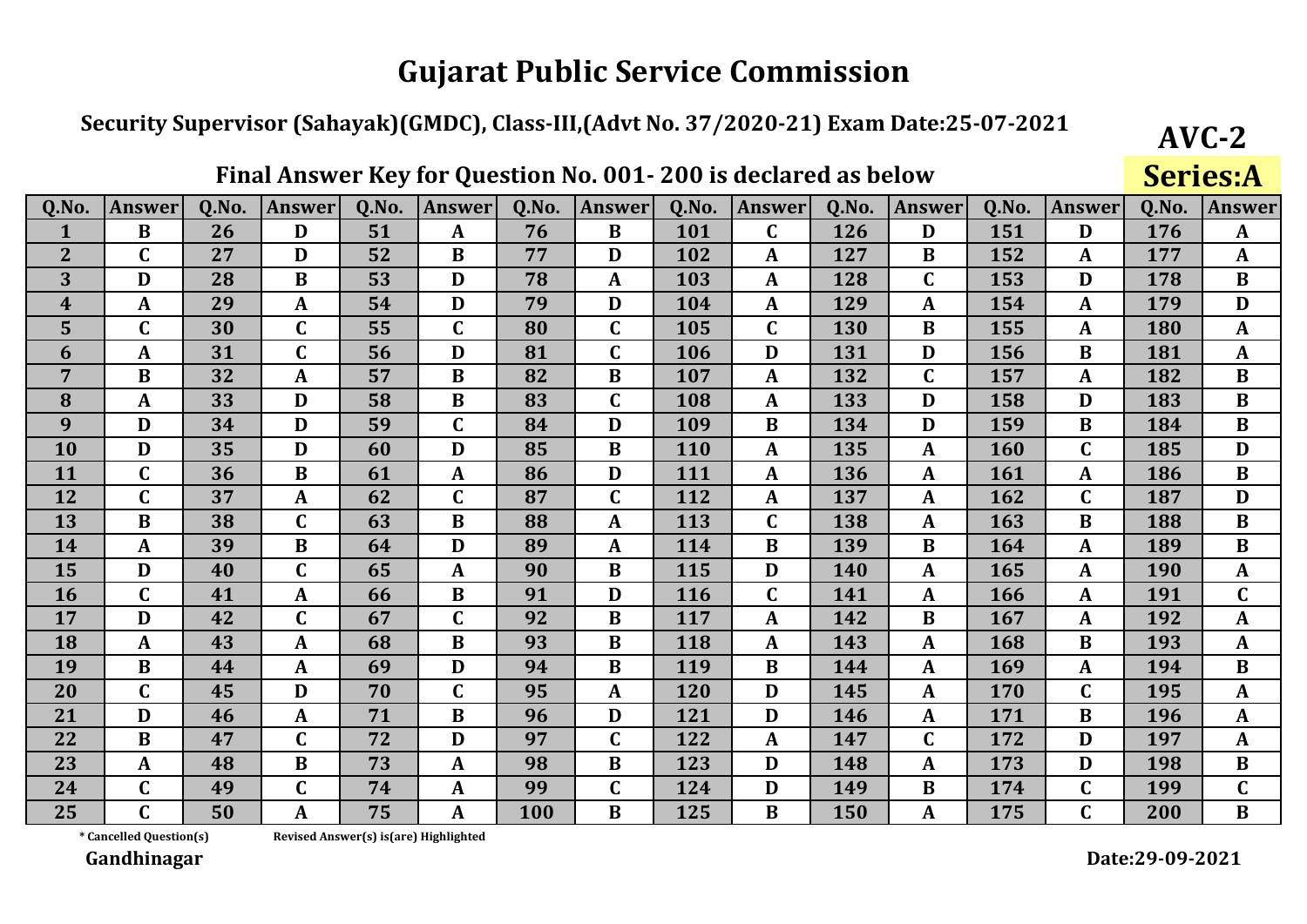# Gujarat Public Service Commission

## Security Supervisor (Sahayak)(GMDC), Class-III,(Advt No. 37/2020-21) Exam Date:25-07-2021

**AVC-2**

**Series:A**

### Final Answer Key for Question No. 001- 200 is declared as below

| Q.No. | Answer | Q.No. | Answer | Q.No. | Answer | Q.No. | Answer | Q.No. | Answer | Q.No. | Answer | Q.No. | Answer | Q.No. | Answer |
|---|---|---|---|---|---|---|---|---|---|---|---|---|---|---|---|
| 1 | B | 26 | D | 51 | A | 76 | B | 101 | C | 126 | D | 151 | D | 176 | A |
| 2 | C | 27 | D | 52 | B | 77 | D | 102 | A | 127 | B | 152 | A | 177 | A |
| 3 | D | 28 | B | 53 | D | 78 | A | 103 | A | 128 | C | 153 | D | 178 | B |
| 4 | A | 29 | A | 54 | D | 79 | D | 104 | A | 129 | A | 154 | A | 179 | D |
| 5 | C | 30 | C | 55 | C | 80 | C | 105 | C | 130 | B | 155 | A | 180 | A |
| 6 | A | 31 | C | 56 | D | 81 | C | 106 | D | 131 | D | 156 | B | 181 | A |
| 7 | B | 32 | A | 57 | B | 82 | B | 107 | A | 132 | C | 157 | A | 182 | B |
| 8 | A | 33 | D | 58 | B | 83 | C | 108 | A | 133 | D | 158 | D | 183 | B |
| 9 | D | 34 | D | 59 | C | 84 | D | 109 | B | 134 | D | 159 | B | 184 | B |
| 10 | D | 35 | D | 60 | D | 85 | B | 110 | A | 135 | A | 160 | C | 185 | D |
| 11 | C | 36 | B | 61 | A | 86 | D | 111 | A | 136 | A | 161 | A | 186 | B |
| 12 | C | 37 | A | 62 | C | 87 | C | 112 | A | 137 | A | 162 | C | 187 | D |
| 13 | B | 38 | C | 63 | B | 88 | A | 113 | C | 138 | A | 163 | B | 188 | B |
| 14 | A | 39 | B | 64 | D | 89 | A | 114 | B | 139 | B | 164 | A | 189 | B |
| 15 | D | 40 | C | 65 | A | 90 | B | 115 | D | 140 | A | 165 | A | 190 | A |
| 16 | C | 41 | A | 66 | B | 91 | D | 116 | C | 141 | A | 166 | A | 191 | C |
| 17 | D | 42 | C | 67 | C | 92 | B | 117 | A | 142 | B | 167 | A | 192 | A |
| 18 | A | 43 | A | 68 | B | 93 | B | 118 | A | 143 | A | 168 | B | 193 | A |
| 19 | B | 44 | A | 69 | D | 94 | B | 119 | B | 144 | A | 169 | A | 194 | B |
| 20 | C | 45 | D | 70 | C | 95 | A | 120 | D | 145 | A | 170 | C | 195 | A |
| 21 | D | 46 | A | 71 | B | 96 | D | 121 | D | 146 | A | 171 | B | 196 | A |
| 22 | B | 47 | C | 72 | D | 97 | C | 122 | A | 147 | C | 172 | D | 197 | A |
| 23 | A | 48 | B | 73 | A | 98 | B | 123 | D | 148 | A | 173 | D | 198 | B |
| 24 | C | 49 | C | 74 | A | 99 | C | 124 | D | 149 | B | 174 | C | 199 | C |
| 25 | C | 50 | A | 75 | A | 100 | B | 125 | B | 150 | A | 175 | C | 200 | B |

\* Cancelled Question(s)     Revised Answer(s) is(are) Highlighted

**Gandhinagar**

**Date:29-09-2021**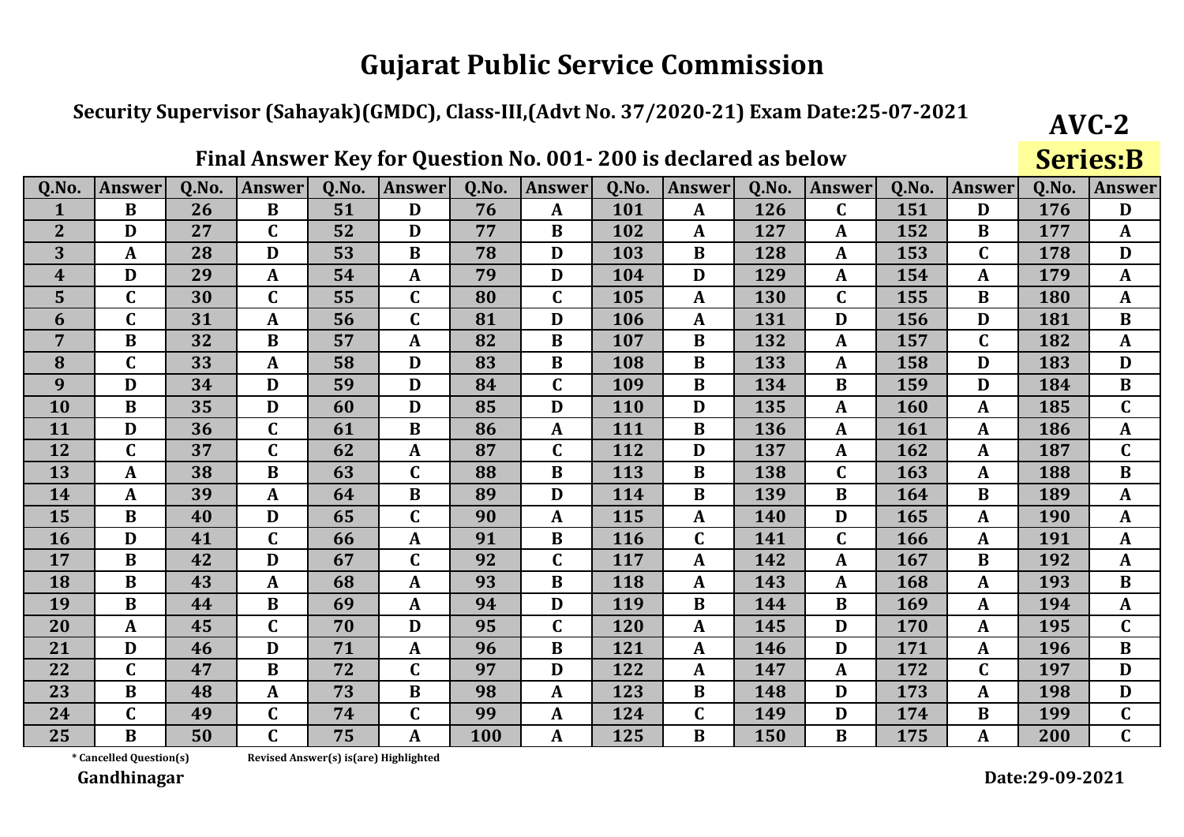# Gujarat Public Service Commission

## Security Supervisor (Sahayak)(GMDC), Class-III,(Advt No. 37/2020-21) Exam Date:25-07-2021

**AVC-2**

### Final Answer Key for Question No. 001- 200 is declared as below

**Series:B**

| Q.No. | Answer | Q.No. | Answer | Q.No. | Answer | Q.No. | Answer | Q.No. | Answer | Q.No. | Answer | Q.No. | Answer | Q.No. | Answer |
|---|---|---|---|---|---|---|---|---|---|---|---|---|---|---|---|
| 1 | B | 26 | B | 51 | D | 76 | A | 101 | A | 126 | C | 151 | D | 176 | D |
| 2 | D | 27 | C | 52 | D | 77 | B | 102 | A | 127 | A | 152 | B | 177 | A |
| 3 | A | 28 | D | 53 | B | 78 | D | 103 | B | 128 | A | 153 | C | 178 | D |
| 4 | D | 29 | A | 54 | A | 79 | D | 104 | D | 129 | A | 154 | A | 179 | A |
| 5 | C | 30 | C | 55 | C | 80 | C | 105 | A | 130 | C | 155 | B | 180 | A |
| 6 | C | 31 | A | 56 | C | 81 | D | 106 | A | 131 | D | 156 | D | 181 | B |
| 7 | B | 32 | B | 57 | A | 82 | B | 107 | B | 132 | A | 157 | C | 182 | A |
| 8 | C | 33 | A | 58 | D | 83 | B | 108 | B | 133 | A | 158 | D | 183 | D |
| 9 | D | 34 | D | 59 | D | 84 | C | 109 | B | 134 | B | 159 | D | 184 | B |
| 10 | B | 35 | D | 60 | D | 85 | D | 110 | D | 135 | A | 160 | A | 185 | C |
| 11 | D | 36 | C | 61 | B | 86 | A | 111 | B | 136 | A | 161 | A | 186 | A |
| 12 | C | 37 | C | 62 | A | 87 | C | 112 | D | 137 | A | 162 | A | 187 | C |
| 13 | A | 38 | B | 63 | C | 88 | B | 113 | B | 138 | C | 163 | A | 188 | B |
| 14 | A | 39 | A | 64 | B | 89 | D | 114 | B | 139 | B | 164 | B | 189 | A |
| 15 | B | 40 | D | 65 | C | 90 | A | 115 | A | 140 | D | 165 | A | 190 | A |
| 16 | D | 41 | C | 66 | A | 91 | B | 116 | C | 141 | C | 166 | A | 191 | A |
| 17 | B | 42 | D | 67 | C | 92 | C | 117 | A | 142 | A | 167 | B | 192 | A |
| 18 | B | 43 | A | 68 | A | 93 | B | 118 | A | 143 | A | 168 | A | 193 | B |
| 19 | B | 44 | B | 69 | A | 94 | D | 119 | B | 144 | B | 169 | A | 194 | A |
| 20 | A | 45 | C | 70 | D | 95 | C | 120 | A | 145 | D | 170 | A | 195 | C |
| 21 | D | 46 | D | 71 | A | 96 | B | 121 | A | 146 | D | 171 | A | 196 | B |
| 22 | C | 47 | B | 72 | C | 97 | D | 122 | A | 147 | A | 172 | C | 197 | D |
| 23 | B | 48 | A | 73 | B | 98 | A | 123 | B | 148 | D | 173 | A | 198 | D |
| 24 | C | 49 | C | 74 | C | 99 | A | 124 | C | 149 | D | 174 | B | 199 | C |
| 25 | B | 50 | C | 75 | A | 100 | A | 125 | B | 150 | B | 175 | A | 200 | C |

* Cancelled Question(s)    Revised Answer(s) is(are) Highlighted

**Gandhinagar**

**Date:29-09-2021**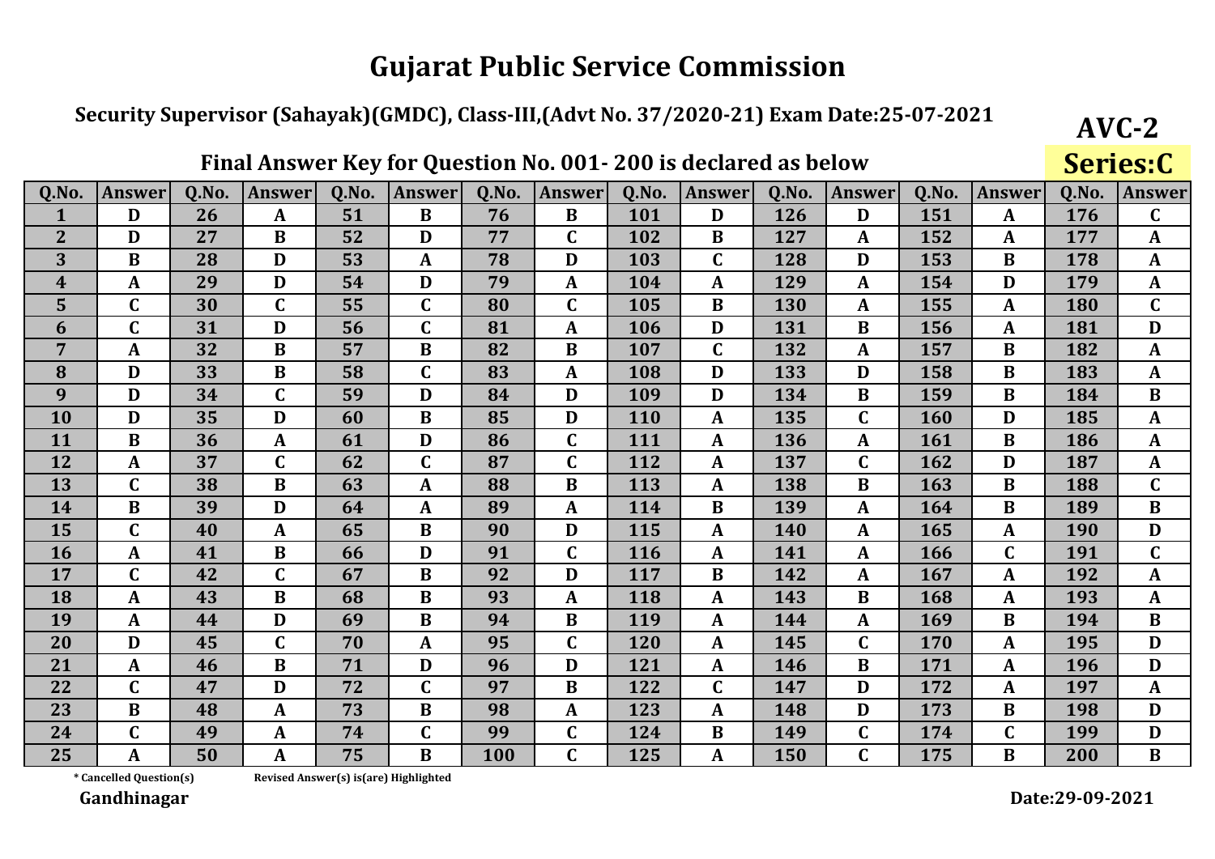# Gujarat Public Service Commission

**Security Supervisor (Sahayak)(GMDC), Class-III,(Advt No. 37/2020-21) Exam Date:25-07-2021**

**AVC-2**

**Final Answer Key for Question No. 001- 200 is declared as below**

**Series:C**

| Q.No. | Answer | Q.No. | Answer | Q.No. | Answer | Q.No. | Answer | Q.No. | Answer | Q.No. | Answer | Q.No. | Answer | Q.No. | Answer |
|---|---|---|---|---|---|---|---|---|---|---|---|---|---|---|---|
| 1 | D | 26 | A | 51 | B | 76 | B | 101 | D | 126 | D | 151 | A | 176 | C |
| 2 | D | 27 | B | 52 | D | 77 | C | 102 | B | 127 | A | 152 | A | 177 | A |
| 3 | B | 28 | D | 53 | A | 78 | D | 103 | C | 128 | D | 153 | B | 178 | A |
| 4 | A | 29 | D | 54 | D | 79 | A | 104 | A | 129 | A | 154 | D | 179 | A |
| 5 | C | 30 | C | 55 | C | 80 | C | 105 | B | 130 | A | 155 | A | 180 | C |
| 6 | C | 31 | D | 56 | C | 81 | A | 106 | D | 131 | B | 156 | A | 181 | D |
| 7 | A | 32 | B | 57 | B | 82 | B | 107 | C | 132 | A | 157 | B | 182 | A |
| 8 | D | 33 | B | 58 | C | 83 | A | 108 | D | 133 | D | 158 | B | 183 | A |
| 9 | D | 34 | C | 59 | D | 84 | D | 109 | D | 134 | B | 159 | B | 184 | B |
| 10 | D | 35 | D | 60 | B | 85 | D | 110 | A | 135 | C | 160 | D | 185 | A |
| 11 | B | 36 | A | 61 | D | 86 | C | 111 | A | 136 | A | 161 | B | 186 | A |
| 12 | A | 37 | C | 62 | C | 87 | C | 112 | A | 137 | C | 162 | D | 187 | A |
| 13 | C | 38 | B | 63 | A | 88 | B | 113 | A | 138 | B | 163 | B | 188 | C |
| 14 | B | 39 | D | 64 | A | 89 | A | 114 | B | 139 | A | 164 | B | 189 | B |
| 15 | C | 40 | A | 65 | B | 90 | D | 115 | A | 140 | A | 165 | A | 190 | D |
| 16 | A | 41 | B | 66 | D | 91 | C | 116 | A | 141 | A | 166 | C | 191 | C |
| 17 | C | 42 | C | 67 | B | 92 | D | 117 | B | 142 | A | 167 | A | 192 | A |
| 18 | A | 43 | B | 68 | B | 93 | A | 118 | A | 143 | B | 168 | A | 193 | A |
| 19 | A | 44 | D | 69 | B | 94 | B | 119 | A | 144 | A | 169 | B | 194 | B |
| 20 | D | 45 | C | 70 | A | 95 | C | 120 | A | 145 | C | 170 | A | 195 | D |
| 21 | A | 46 | B | 71 | D | 96 | D | 121 | A | 146 | B | 171 | A | 196 | D |
| 22 | C | 47 | D | 72 | C | 97 | B | 122 | C | 147 | D | 172 | A | 197 | A |
| 23 | B | 48 | A | 73 | B | 98 | A | 123 | A | 148 | D | 173 | B | 198 | D |
| 24 | C | 49 | A | 74 | C | 99 | C | 124 | B | 149 | C | 174 | C | 199 | D |
| 25 | A | 50 | A | 75 | B | 100 | C | 125 | A | 150 | C | 175 | B | 200 | B |

\* Cancelled Question(s)     Revised Answer(s) is(are) Highlighted

**Gandhinagar**

**Date:29-09-2021**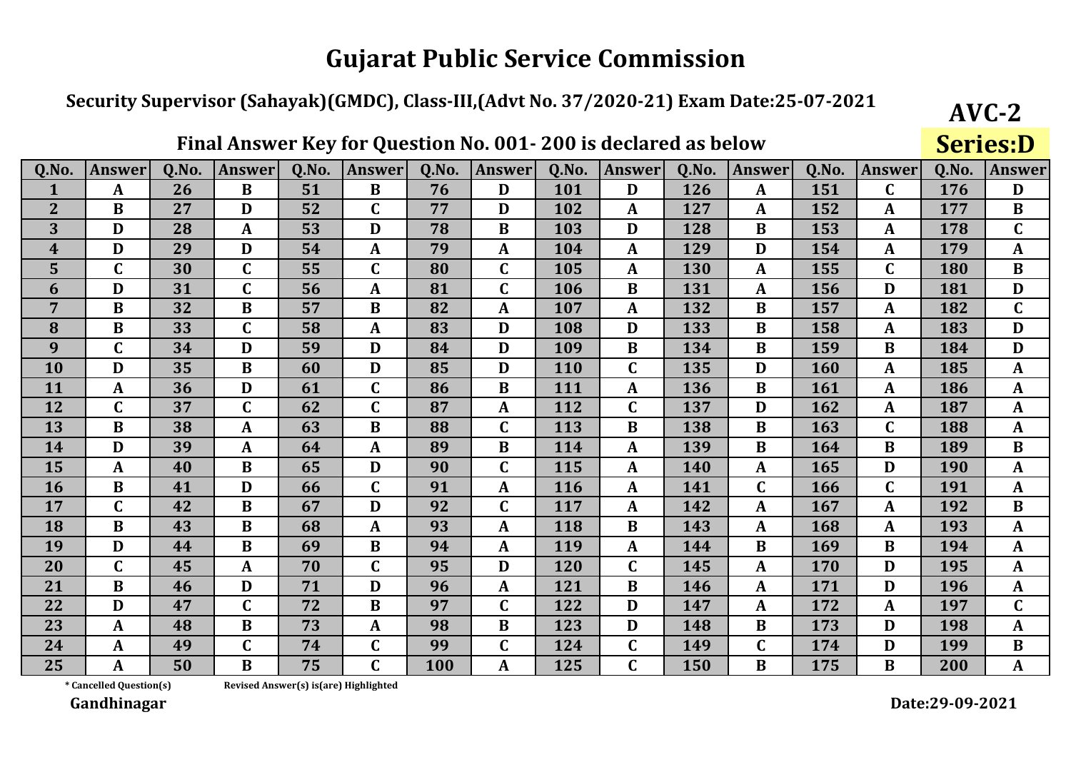# Gujarat Public Service Commission

## Security Supervisor (Sahayak)(GMDC), Class-III,(Advt No. 37/2020-21) Exam Date:25-07-2021

**AVC-2**

**Series:D**

### Final Answer Key for Question No. 001- 200 is declared as below

| Q.No. | Answer | Q.No. | Answer | Q.No. | Answer | Q.No. | Answer | Q.No. | Answer | Q.No. | Answer | Q.No. | Answer | Q.No. | Answer |
|---|---|---|---|---|---|---|---|---|---|---|---|---|---|---|---|
| 1 | A | 26 | B | 51 | B | 76 | D | 101 | D | 126 | A | 151 | C | 176 | D |
| 2 | B | 27 | D | 52 | C | 77 | D | 102 | A | 127 | A | 152 | A | 177 | B |
| 3 | D | 28 | A | 53 | D | 78 | B | 103 | D | 128 | B | 153 | A | 178 | C |
| 4 | D | 29 | D | 54 | A | 79 | A | 104 | A | 129 | D | 154 | A | 179 | A |
| 5 | C | 30 | C | 55 | C | 80 | C | 105 | A | 130 | A | 155 | C | 180 | B |
| 6 | D | 31 | C | 56 | A | 81 | C | 106 | B | 131 | A | 156 | D | 181 | D |
| 7 | B | 32 | B | 57 | B | 82 | A | 107 | A | 132 | B | 157 | A | 182 | C |
| 8 | B | 33 | C | 58 | A | 83 | D | 108 | D | 133 | B | 158 | A | 183 | D |
| 9 | C | 34 | D | 59 | D | 84 | D | 109 | B | 134 | B | 159 | B | 184 | D |
| 10 | D | 35 | B | 60 | D | 85 | D | 110 | C | 135 | D | 160 | A | 185 | A |
| 11 | A | 36 | D | 61 | C | 86 | B | 111 | A | 136 | B | 161 | A | 186 | A |
| 12 | C | 37 | C | 62 | C | 87 | A | 112 | C | 137 | D | 162 | A | 187 | A |
| 13 | B | 38 | A | 63 | B | 88 | C | 113 | B | 138 | B | 163 | C | 188 | A |
| 14 | D | 39 | A | 64 | A | 89 | B | 114 | A | 139 | B | 164 | B | 189 | B |
| 15 | A | 40 | B | 65 | D | 90 | C | 115 | A | 140 | A | 165 | D | 190 | A |
| 16 | B | 41 | D | 66 | C | 91 | A | 116 | A | 141 | C | 166 | C | 191 | A |
| 17 | C | 42 | B | 67 | D | 92 | C | 117 | A | 142 | A | 167 | A | 192 | B |
| 18 | B | 43 | B | 68 | A | 93 | A | 118 | B | 143 | A | 168 | A | 193 | A |
| 19 | D | 44 | B | 69 | B | 94 | A | 119 | A | 144 | B | 169 | B | 194 | A |
| 20 | C | 45 | A | 70 | C | 95 | D | 120 | C | 145 | A | 170 | D | 195 | A |
| 21 | B | 46 | D | 71 | D | 96 | A | 121 | B | 146 | A | 171 | D | 196 | A |
| 22 | D | 47 | C | 72 | B | 97 | C | 122 | D | 147 | A | 172 | A | 197 | C |
| 23 | A | 48 | B | 73 | A | 98 | B | 123 | D | 148 | B | 173 | D | 198 | A |
| 24 | A | 49 | C | 74 | C | 99 | C | 124 | C | 149 | C | 174 | D | 199 | B |
| 25 | A | 50 | B | 75 | C | 100 | A | 125 | C | 150 | B | 175 | B | 200 | A |

* Cancelled Question(s)    Revised Answer(s) is(are) Highlighted

**Gandhinagar**

**Date:29-09-2021**